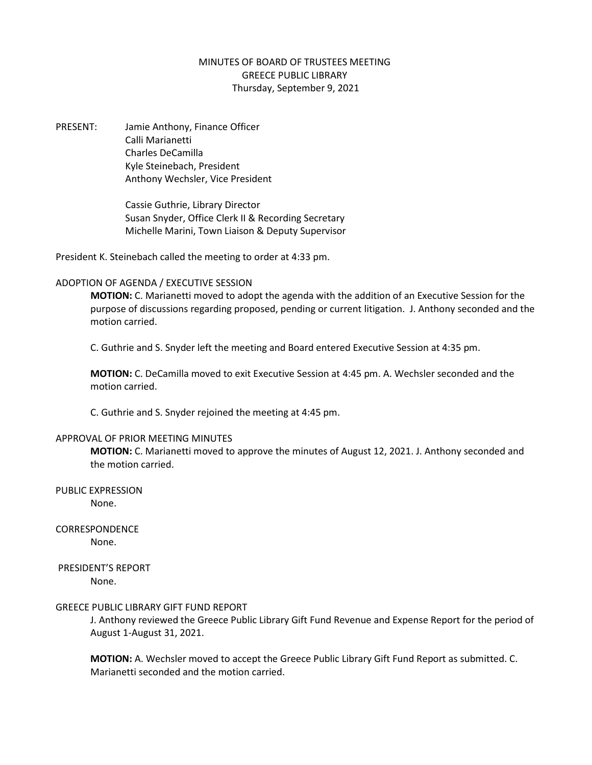# MINUTES OF BOARD OF TRUSTEES MEETING
## GREECE PUBLIC LIBRARY
### Thursday, September 9, 2021

PRESENT:
Jamie Anthony, Finance Officer
Calli Marianetti
Charles DeCamilla
Kyle Steinebach, President
Anthony Wechsler, Vice President

Cassie Guthrie, Library Director
Susan Snyder, Office Clerk II & Recording Secretary
Michelle Marini, Town Liaison & Deputy Supervisor

President K. Steinebach called the meeting to order at 4:33 pm.

ADOPTION OF AGENDA / EXECUTIVE SESSION

**MOTION:** C. Marianetti moved to adopt the agenda with the addition of an Executive Session for the purpose of discussions regarding proposed, pending or current litigation. J. Anthony seconded and the motion carried.

C. Guthrie and S. Snyder left the meeting and Board entered Executive Session at 4:35 pm.

**MOTION:** C. DeCamilla moved to exit Executive Session at 4:45 pm. A. Wechsler seconded and the motion carried.

C. Guthrie and S. Snyder rejoined the meeting at 4:45 pm.

APPROVAL OF PRIOR MEETING MINUTES

**MOTION:** C. Marianetti moved to approve the minutes of August 12, 2021. J. Anthony seconded and the motion carried.

PUBLIC EXPRESSION

None.

CORRESPONDENCE

None.

PRESIDENT'S REPORT

None.

GREECE PUBLIC LIBRARY GIFT FUND REPORT

J. Anthony reviewed the Greece Public Library Gift Fund Revenue and Expense Report for the period of August 1-August 31, 2021.

**MOTION:** A. Wechsler moved to accept the Greece Public Library Gift Fund Report as submitted. C. Marianetti seconded and the motion carried.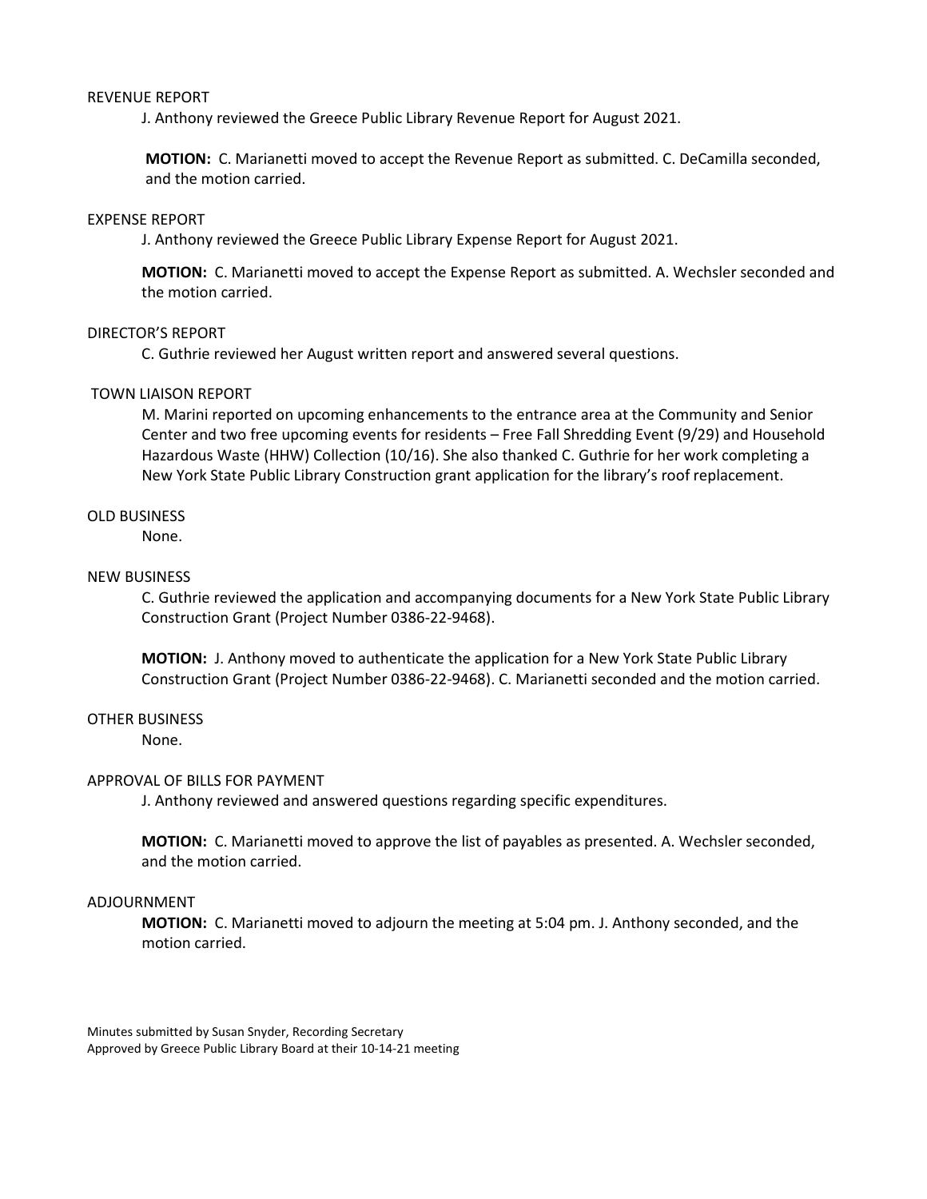REVENUE REPORT

J. Anthony reviewed the Greece Public Library Revenue Report for August 2021.

**MOTION:** C. Marianetti moved to accept the Revenue Report as submitted. C. DeCamilla seconded, and the motion carried.

EXPENSE REPORT

J. Anthony reviewed the Greece Public Library Expense Report for August 2021.

**MOTION:** C. Marianetti moved to accept the Expense Report as submitted. A. Wechsler seconded and the motion carried.

DIRECTOR'S REPORT

C. Guthrie reviewed her August written report and answered several questions.

TOWN LIAISON REPORT

M. Marini reported on upcoming enhancements to the entrance area at the Community and Senior Center and two free upcoming events for residents – Free Fall Shredding Event (9/29) and Household Hazardous Waste (HHW) Collection (10/16). She also thanked C. Guthrie for her work completing a New York State Public Library Construction grant application for the library's roof replacement.

OLD BUSINESS

None.

NEW BUSINESS

C. Guthrie reviewed the application and accompanying documents for a New York State Public Library Construction Grant (Project Number 0386-22-9468).

**MOTION:** J. Anthony moved to authenticate the application for a New York State Public Library Construction Grant (Project Number 0386-22-9468). C. Marianetti seconded and the motion carried.

OTHER BUSINESS

None.

APPROVAL OF BILLS FOR PAYMENT

J. Anthony reviewed and answered questions regarding specific expenditures.

**MOTION:** C. Marianetti moved to approve the list of payables as presented. A. Wechsler seconded, and the motion carried.

ADJOURNMENT

**MOTION:** C. Marianetti moved to adjourn the meeting at 5:04 pm. J. Anthony seconded, and the motion carried.

Minutes submitted by Susan Snyder, Recording Secretary
Approved by Greece Public Library Board at their 10-14-21 meeting